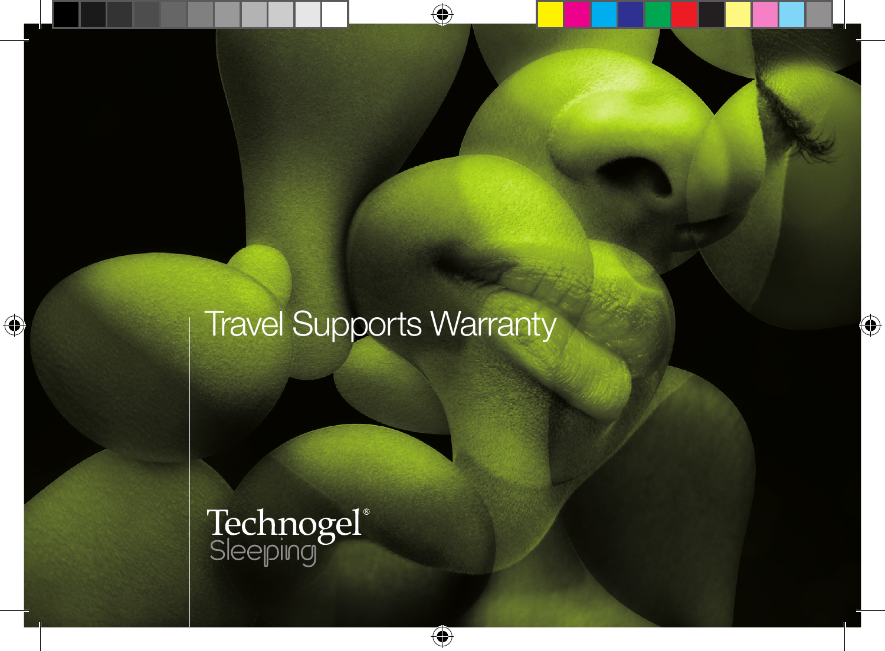# Travel Supports Warranty

Technogel®
Sleeping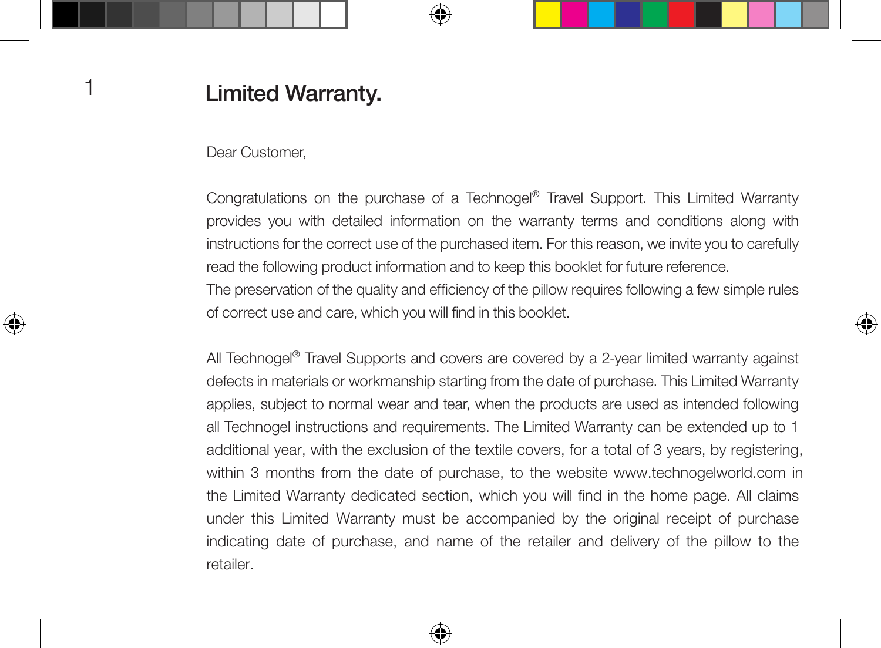# Limited Warranty.

Dear Customer,

Congratulations on the purchase of a Technogel® Travel Support. This Limited Warranty provides you with detailed information on the warranty terms and conditions along with instructions for the correct use of the purchased item. For this reason, we invite you to carefully read the following product information and to keep this booklet for future reference.
The preservation of the quality and efficiency of the pillow requires following a few simple rules of correct use and care, which you will find in this booklet.

All Technogel® Travel Supports and covers are covered by a 2-year limited warranty against defects in materials or workmanship starting from the date of purchase. This Limited Warranty applies, subject to normal wear and tear, when the products are used as intended following all Technogel instructions and requirements. The Limited Warranty can be extended up to 1 additional year, with the exclusion of the textile covers, for a total of 3 years, by registering, within 3 months from the date of purchase, to the website www.technogelworld.com in the Limited Warranty dedicated section, which you will find in the home page. All claims under this Limited Warranty must be accompanied by the original receipt of purchase indicating date of purchase, and name of the retailer and delivery of the pillow to the retailer.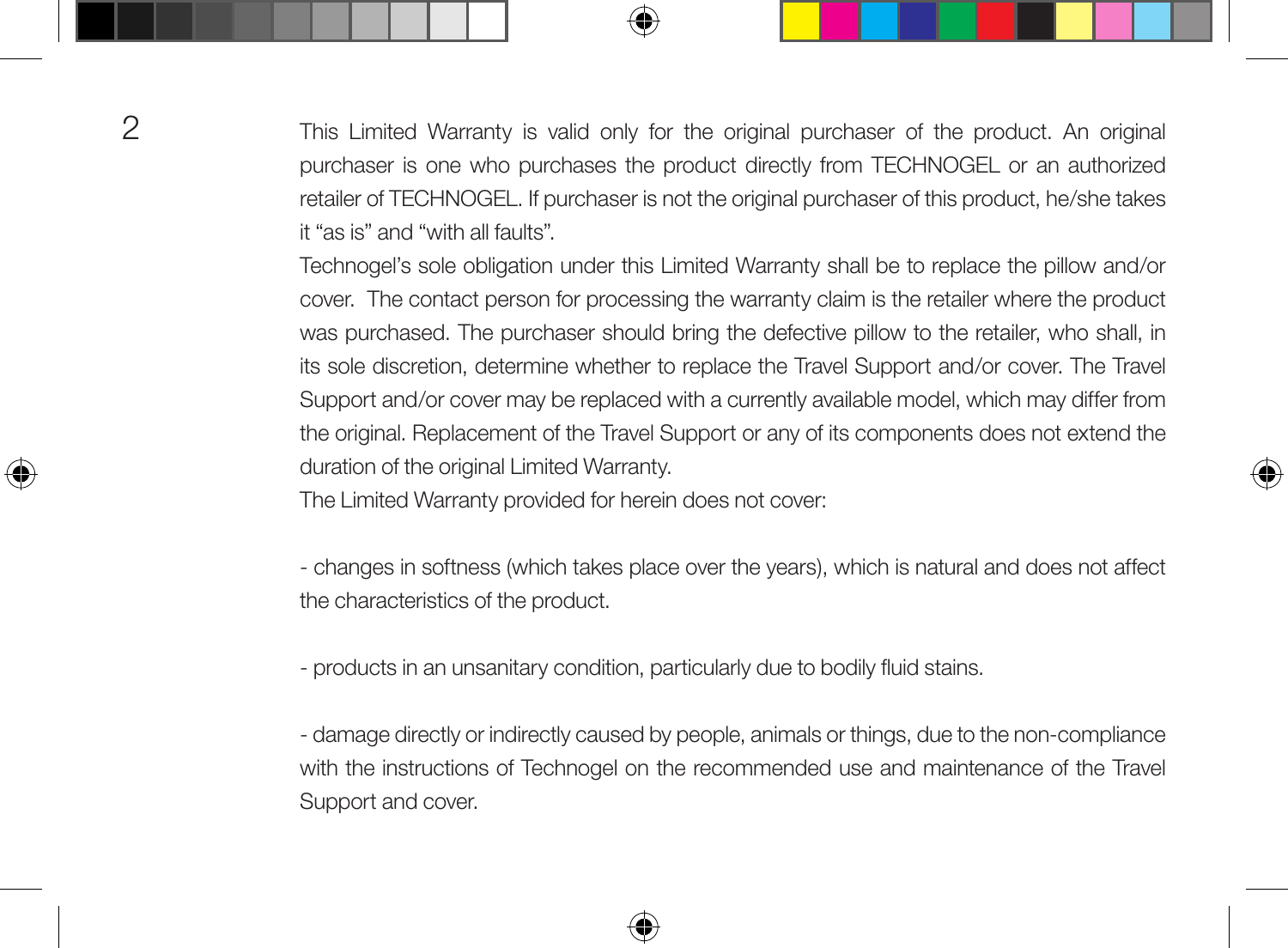This Limited Warranty is valid only for the original purchaser of the product. An original purchaser is one who purchases the product directly from TECHNOGEL or an authorized retailer of TECHNOGEL. If purchaser is not the original purchaser of this product, he/she takes it "as is" and "with all faults".

Technogel's sole obligation under this Limited Warranty shall be to replace the pillow and/or cover. The contact person for processing the warranty claim is the retailer where the product was purchased. The purchaser should bring the defective pillow to the retailer, who shall, in its sole discretion, determine whether to replace the Travel Support and/or cover. The Travel Support and/or cover may be replaced with a currently available model, which may differ from the original. Replacement of the Travel Support or any of its components does not extend the duration of the original Limited Warranty.

The Limited Warranty provided for herein does not cover:

- changes in softness (which takes place over the years), which is natural and does not affect the characteristics of the product.

- products in an unsanitary condition, particularly due to bodily fluid stains.

- damage directly or indirectly caused by people, animals or things, due to the non-compliance with the instructions of Technogel on the recommended use and maintenance of the Travel Support and cover.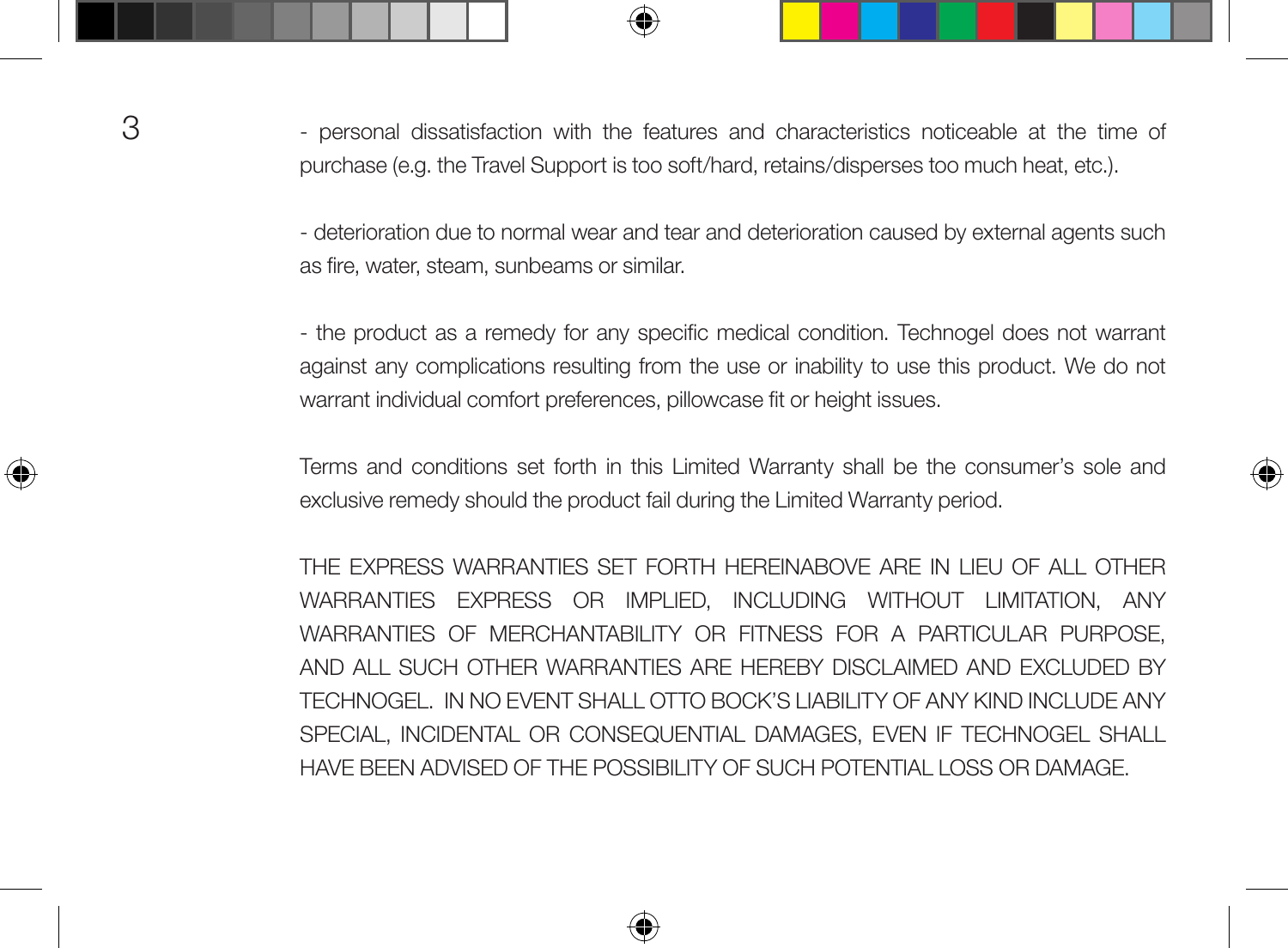- personal dissatisfaction with the features and characteristics noticeable at the time of purchase (e.g. the Travel Support is too soft/hard, retains/disperses too much heat, etc.).

- deterioration due to normal wear and tear and deterioration caused by external agents such as fire, water, steam, sunbeams or similar.

- the product as a remedy for any specific medical condition. Technogel does not warrant against any complications resulting from the use or inability to use this product. We do not warrant individual comfort preferences, pillowcase fit or height issues.

Terms and conditions set forth in this Limited Warranty shall be the consumer's sole and exclusive remedy should the product fail during the Limited Warranty period.

THE EXPRESS WARRANTIES SET FORTH HEREINABOVE ARE IN LIEU OF ALL OTHER WARRANTIES EXPRESS OR IMPLIED, INCLUDING WITHOUT LIMITATION, ANY WARRANTIES OF MERCHANTABILITY OR FITNESS FOR A PARTICULAR PURPOSE, AND ALL SUCH OTHER WARRANTIES ARE HEREBY DISCLAIMED AND EXCLUDED BY TECHNOGEL. IN NO EVENT SHALL OTTO BOCK'S LIABILITY OF ANY KIND INCLUDE ANY SPECIAL, INCIDENTAL OR CONSEQUENTIAL DAMAGES, EVEN IF TECHNOGEL SHALL HAVE BEEN ADVISED OF THE POSSIBILITY OF SUCH POTENTIAL LOSS OR DAMAGE.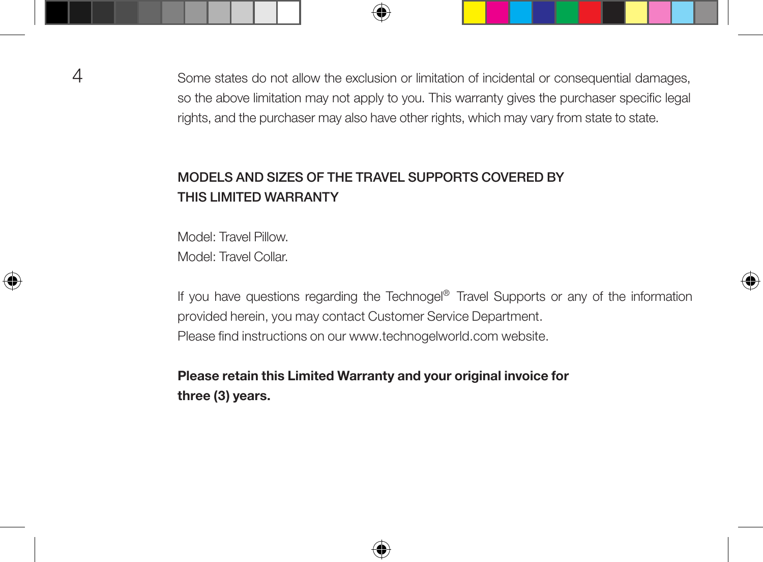Some states do not allow the exclusion or limitation of incidental or consequential damages, so the above limitation may not apply to you. This warranty gives the purchaser specific legal rights, and the purchaser may also have other rights, which may vary from state to state.

## MODELS AND SIZES OF THE TRAVEL SUPPORTS COVERED BY THIS LIMITED WARRANTY

Model: Travel Pillow.
Model: Travel Collar.

If you have questions regarding the Technogel® Travel Supports or any of the information provided herein, you may contact Customer Service Department.
Please find instructions on our www.technogelworld.com website.

**Please retain this Limited Warranty and your original invoice for three (3) years.**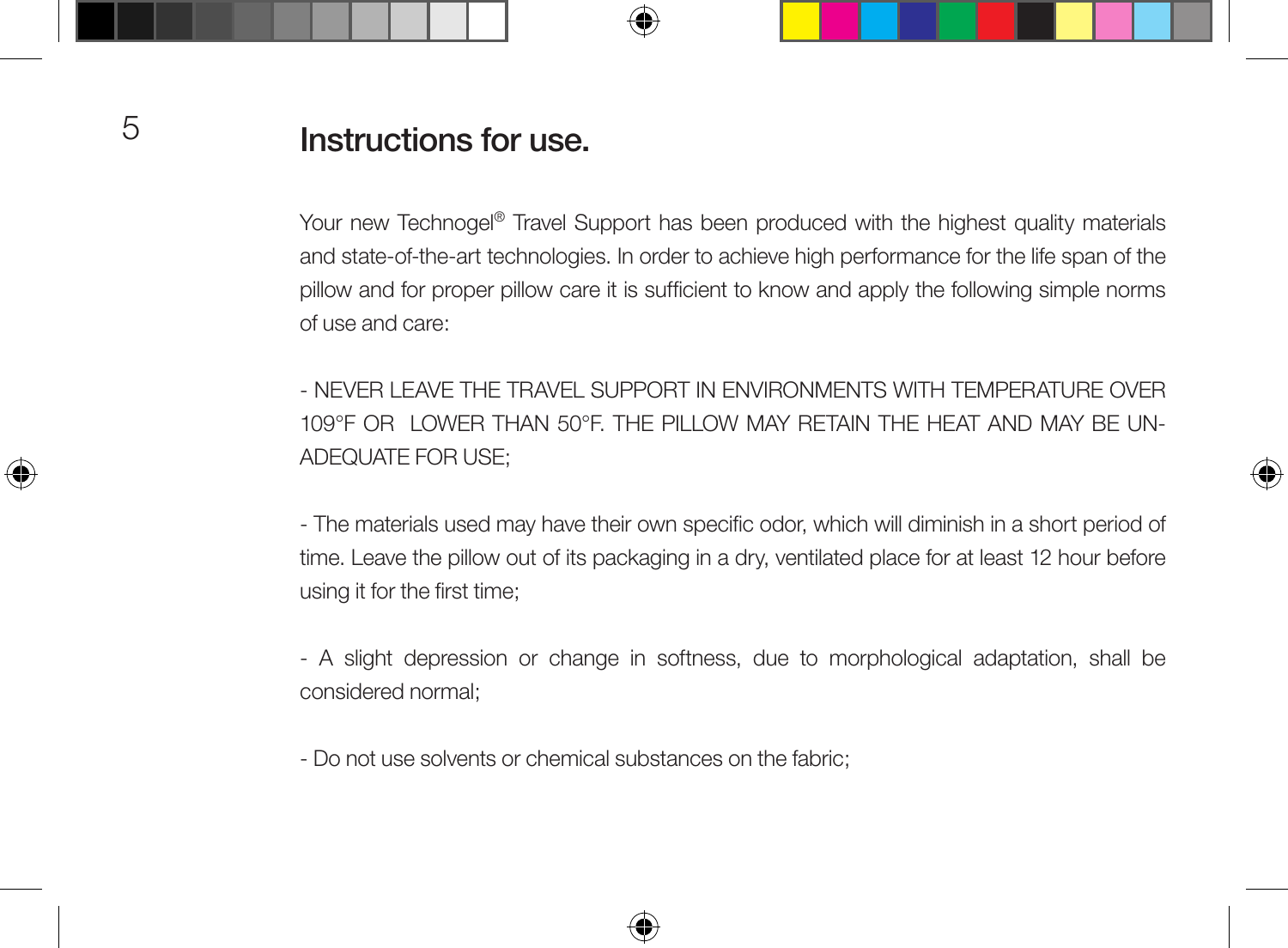# Instructions for use.

Your new Technogel® Travel Support has been produced with the highest quality materials and state-of-the-art technologies. In order to achieve high performance for the life span of the pillow and for proper pillow care it is sufficient to know and apply the following simple norms of use and care:

- NEVER LEAVE THE TRAVEL SUPPORT IN ENVIRONMENTS WITH TEMPERATURE OVER 109°F OR LOWER THAN 50°F. THE PILLOW MAY RETAIN THE HEAT AND MAY BE UN-ADEQUATE FOR USE;

- The materials used may have their own specific odor, which will diminish in a short period of time. Leave the pillow out of its packaging in a dry, ventilated place for at least 12 hour before using it for the first time;

- A slight depression or change in softness, due to morphological adaptation, shall be considered normal;

- Do not use solvents or chemical substances on the fabric;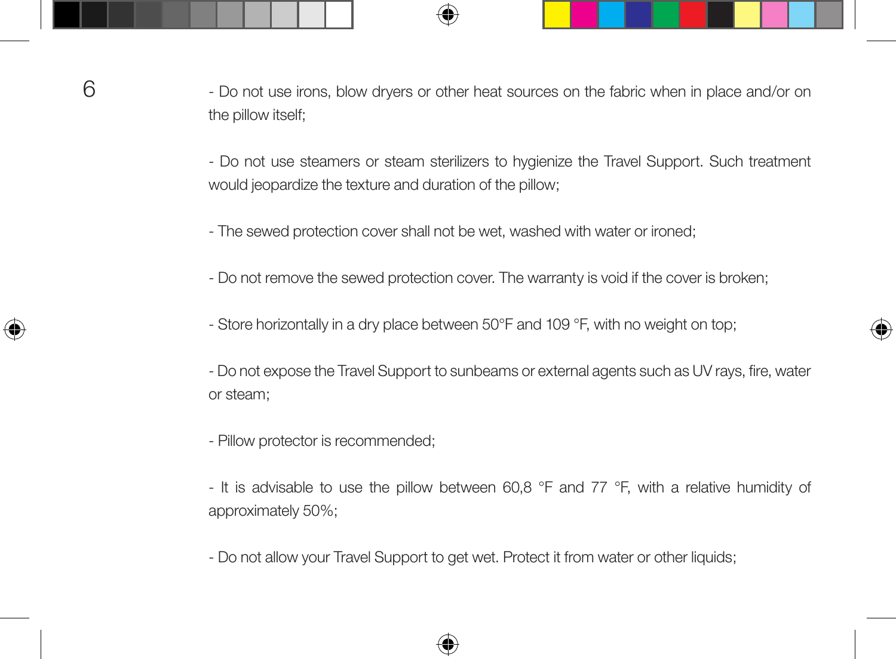- Do not use irons, blow dryers or other heat sources on the fabric when in place and/or on the pillow itself;

- Do not use steamers or steam sterilizers to hygienize the Travel Support. Such treatment would jeopardize the texture and duration of the pillow;

- The sewed protection cover shall not be wet, washed with water or ironed;

- Do not remove the sewed protection cover. The warranty is void if the cover is broken;

- Store horizontally in a dry place between 50°F and 109 °F, with no weight on top;

- Do not expose the Travel Support to sunbeams or external agents such as UV rays, fire, water or steam;

- Pillow protector is recommended;

- It is advisable to use the pillow between 60,8 °F and 77 °F, with a relative humidity of approximately 50%;

- Do not allow your Travel Support to get wet. Protect it from water or other liquids;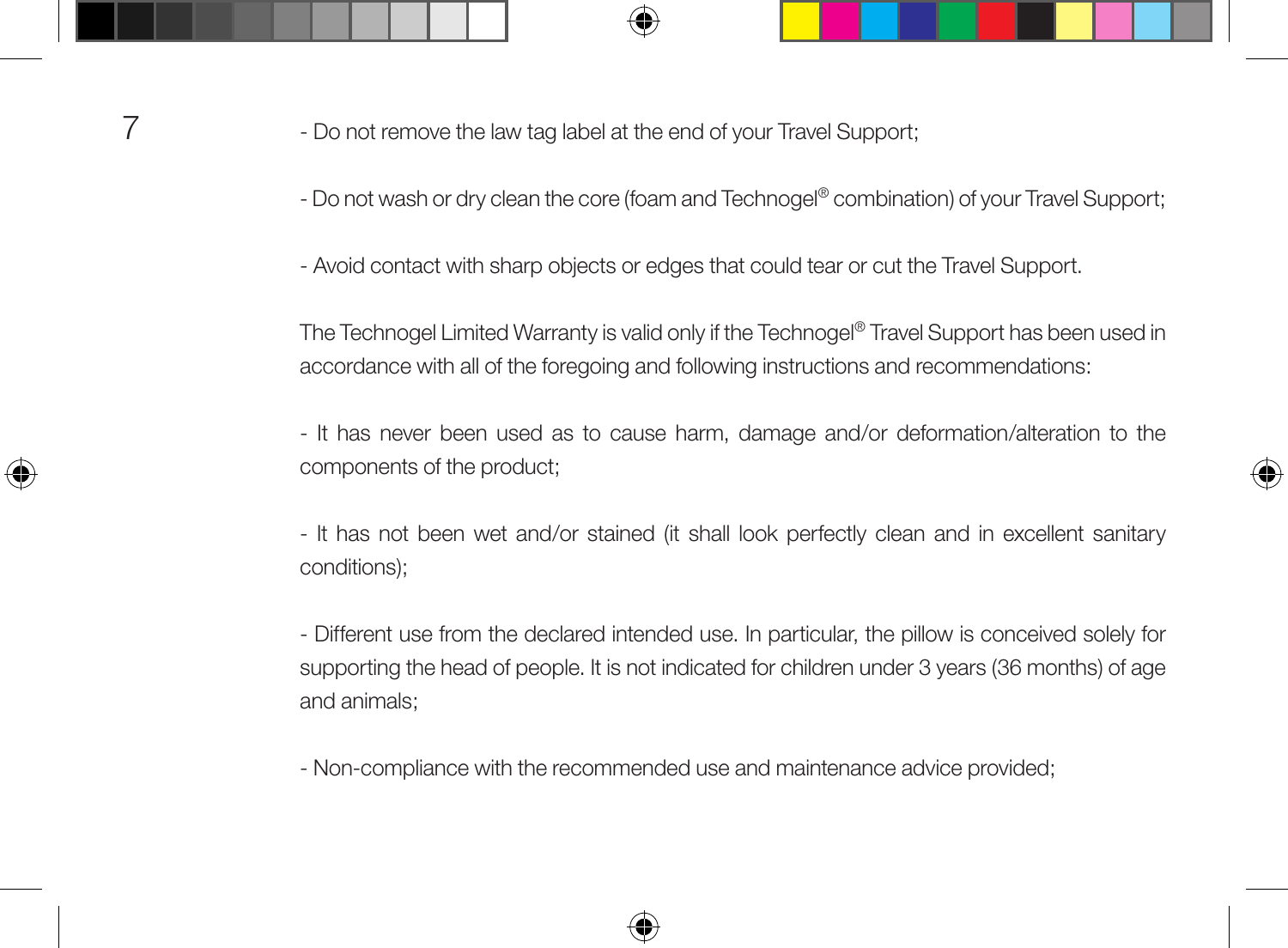- Do not remove the law tag label at the end of your Travel Support;

- Do not wash or dry clean the core (foam and Technogel® combination) of your Travel Support;

- Avoid contact with sharp objects or edges that could tear or cut the Travel Support.

The Technogel Limited Warranty is valid only if the Technogel® Travel Support has been used in accordance with all of the foregoing and following instructions and recommendations:

- It has never been used as to cause harm, damage and/or deformation/alteration to the components of the product;

- It has not been wet and/or stained (it shall look perfectly clean and in excellent sanitary conditions);

- Different use from the declared intended use. In particular, the pillow is conceived solely for supporting the head of people. It is not indicated for children under 3 years (36 months) of age and animals;

- Non-compliance with the recommended use and maintenance advice provided;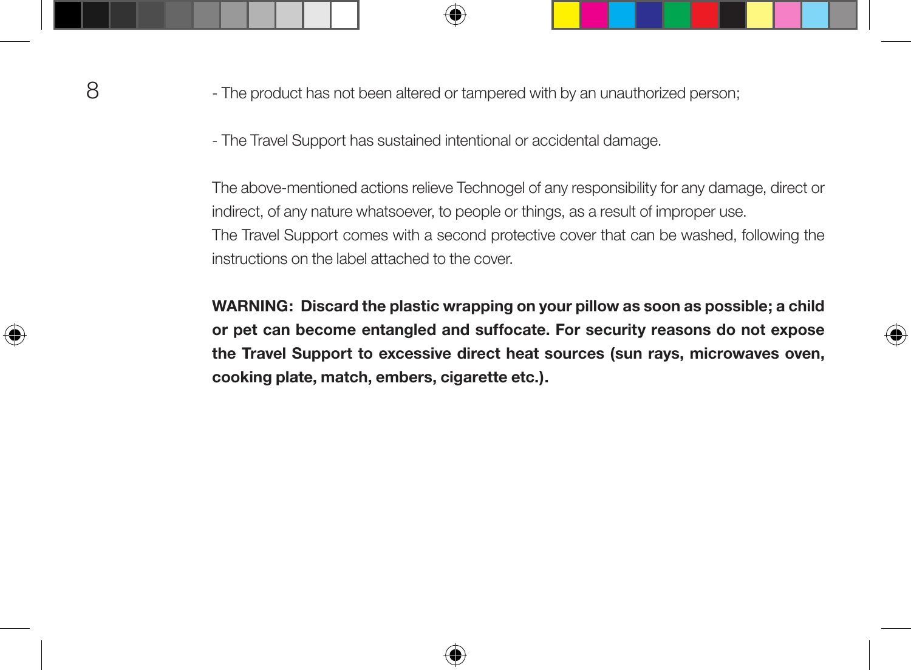- The product has not been altered or tampered with by an unauthorized person;

- The Travel Support has sustained intentional or accidental damage.

The above-mentioned actions relieve Technogel of any responsibility for any damage, direct or indirect, of any nature whatsoever, to people or things, as a result of improper use.
The Travel Support comes with a second protective cover that can be washed, following the instructions on the label attached to the cover.

**WARNING: Discard the plastic wrapping on your pillow as soon as possible; a child or pet can become entangled and suffocate. For security reasons do not expose the Travel Support to excessive direct heat sources (sun rays, microwaves oven, cooking plate, match, embers, cigarette etc.).**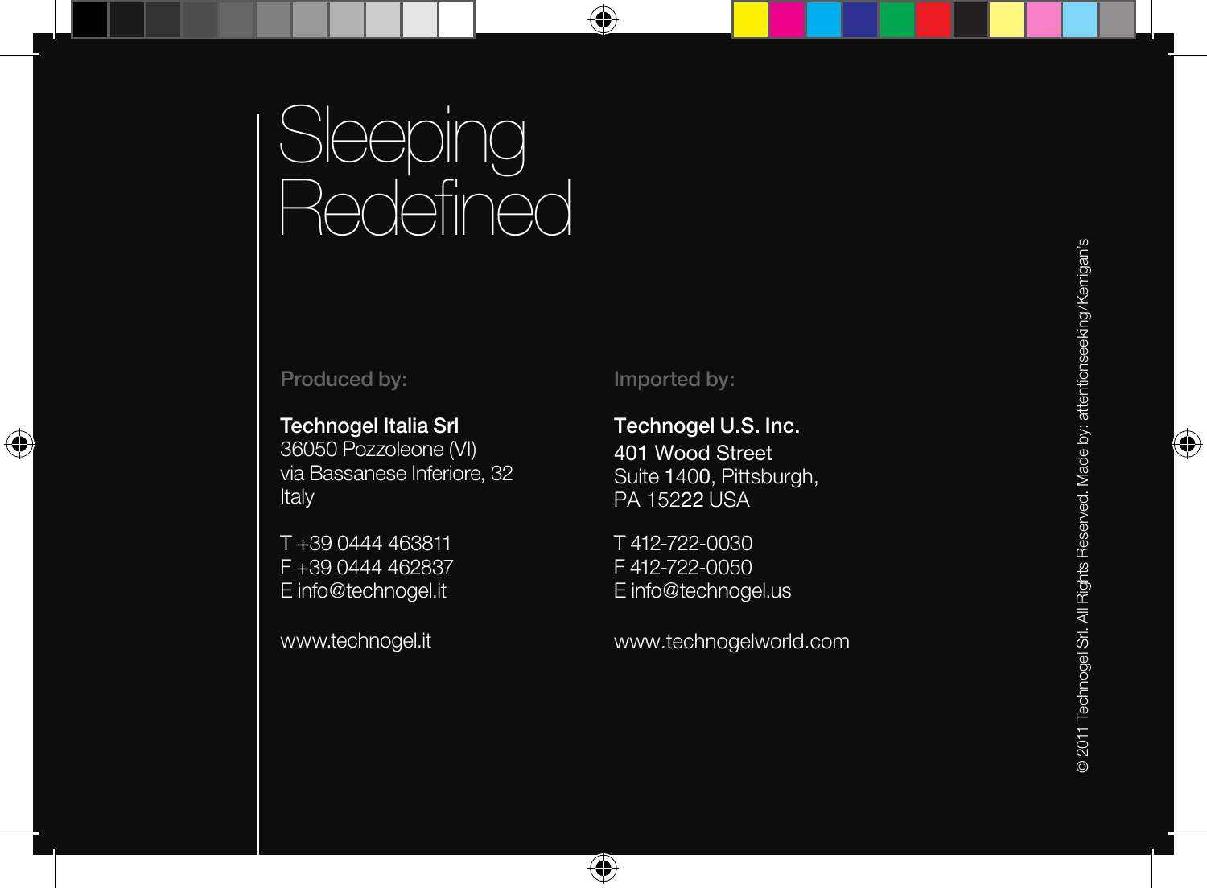# Sleeping Redefined

**Produced by:**

**Technogel Italia Srl**
36050 Pozzoleone (VI)
via Bassanese Inferiore, 32
Italy

T +39 0444 463811
F +39 0444 462837
E info@technogel.it

www.technogel.it

**Imported by:**

**Technogel U.S. Inc.**
401 Wood Street
Suite 1400, Pittsburgh,
PA 15222 USA

T 412-722-0030
F 412-722-0050
E info@technogel.us

www.technogelworld.com

© 2011 Technogel Srl. All Rights Reserved. Made by: attentionseeking/Kerrigan's